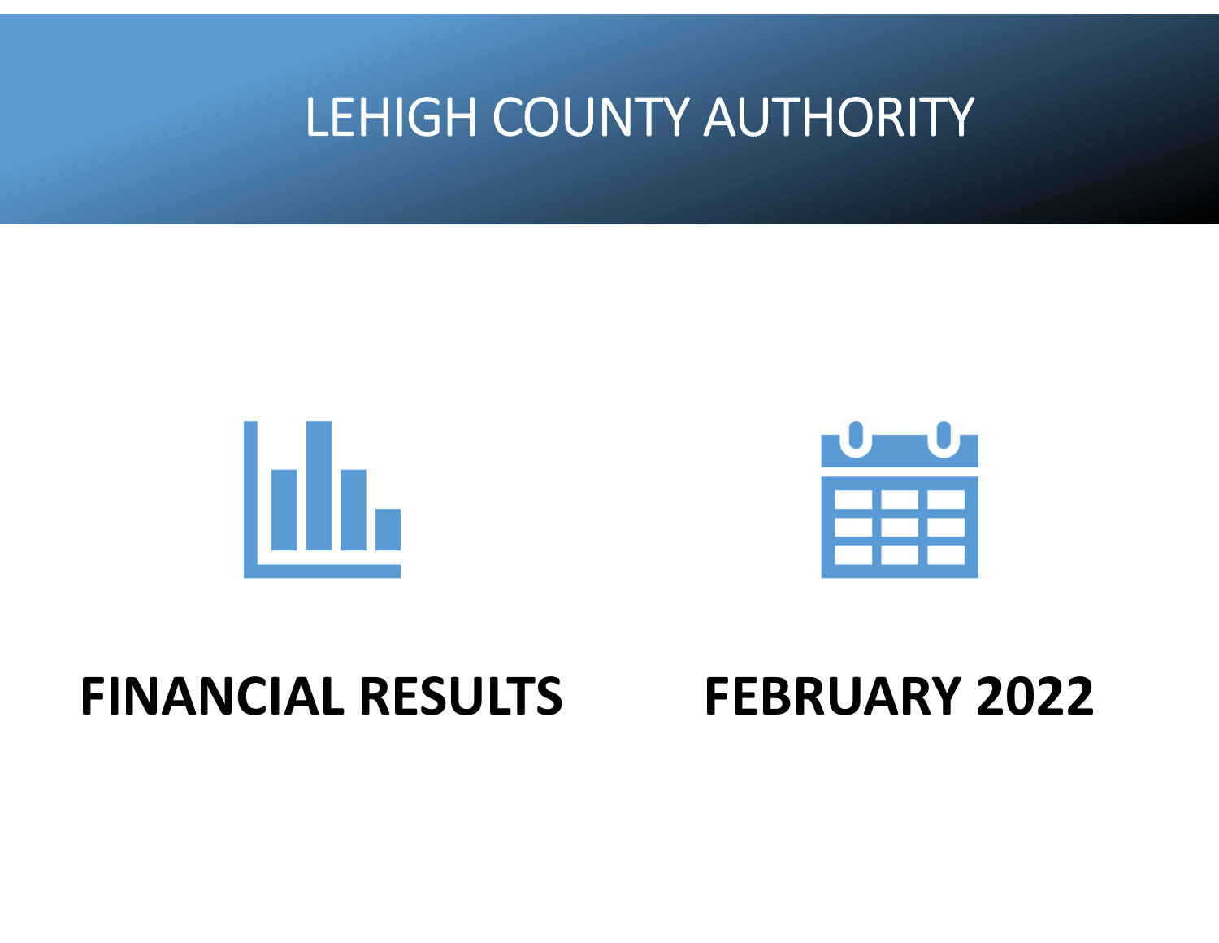# LEHIGH COUNTY AUTHORITY

**FINANCIAL RESULTS**

**FEBRUARY 2022**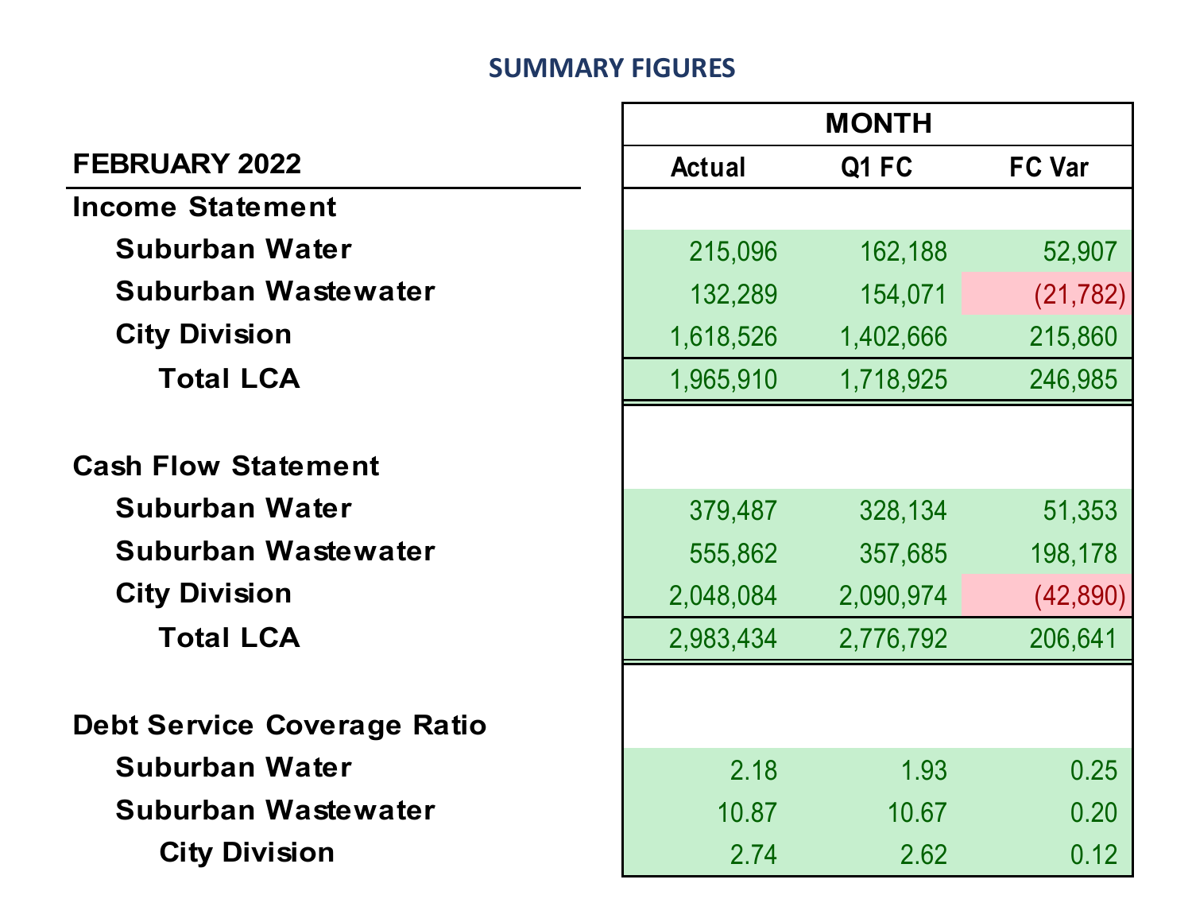## SUMMARY FIGURES

| FEBRUARY 2022 | MONTH | | |
|---|---|---|---|
| | Actual | Q1 FC | FC Var |
| **Income Statement** | | | |
| Suburban Water | 215,096 | 162,188 | 52,907 |
| Suburban Wastewater | 132,289 | 154,071 | (21,782) |
| City Division | 1,618,526 | 1,402,666 | 215,860 |
| Total LCA | 1,965,910 | 1,718,925 | 246,985 |
| | | | |
| **Cash Flow Statement** | | | |
| Suburban Water | 379,487 | 328,134 | 51,353 |
| Suburban Wastewater | 555,862 | 357,685 | 198,178 |
| City Division | 2,048,084 | 2,090,974 | (42,890) |
| Total LCA | 2,983,434 | 2,776,792 | 206,641 |
| | | | |
| **Debt Service Coverage Ratio** | | | |
| Suburban Water | 2.18 | 1.93 | 0.25 |
| Suburban Wastewater | 10.87 | 10.67 | 0.20 |
| City Division | 2.74 | 2.62 | 0.12 |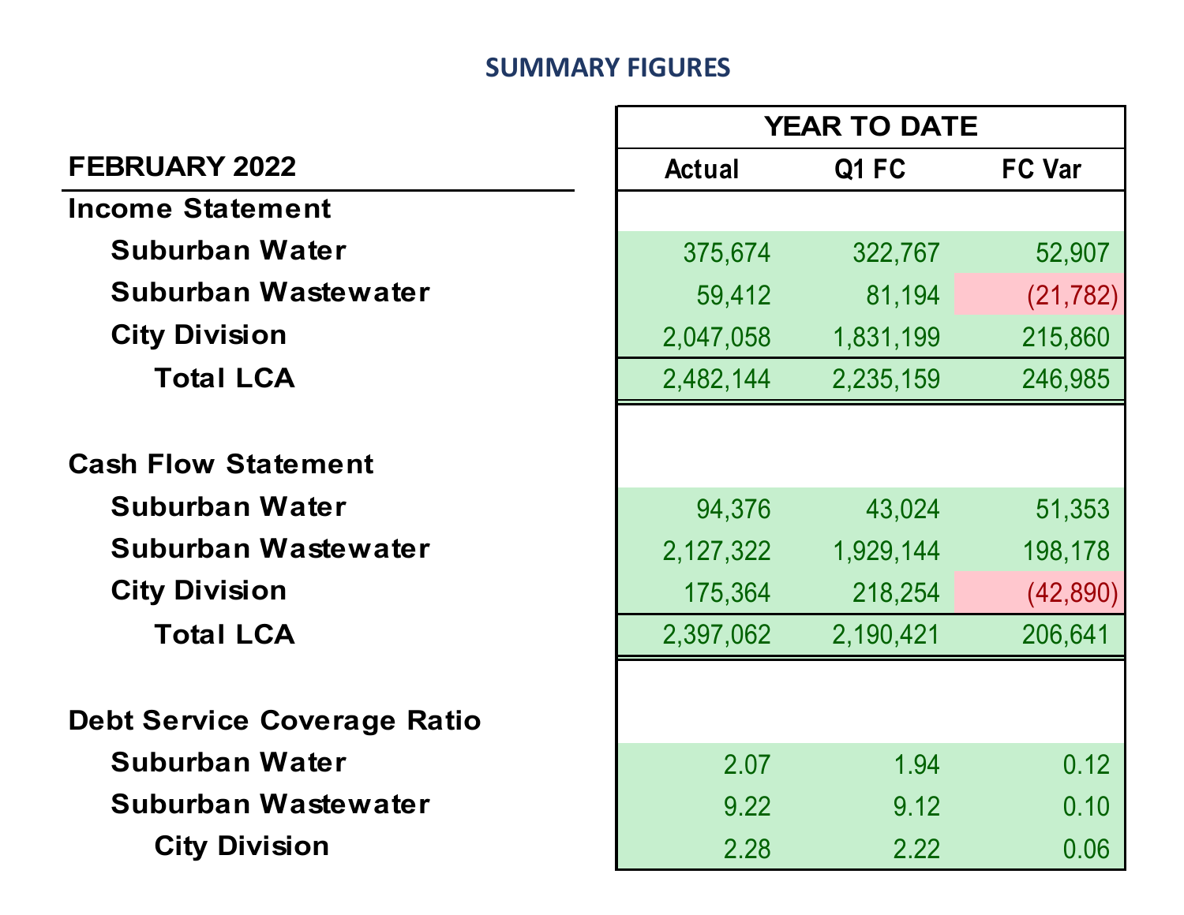## SUMMARY FIGURES

| FEBRUARY 2022 | YEAR TO DATE | | |
|---|---|---|---|
| | Actual | Q1 FC | FC Var |
| **Income Statement** | | | |
| Suburban Water | 375,674 | 322,767 | 52,907 |
| Suburban Wastewater | 59,412 | 81,194 | (21,782) |
| City Division | 2,047,058 | 1,831,199 | 215,860 |
| Total LCA | 2,482,144 | 2,235,159 | 246,985 |
| | | | |
| **Cash Flow Statement** | | | |
| Suburban Water | 94,376 | 43,024 | 51,353 |
| Suburban Wastewater | 2,127,322 | 1,929,144 | 198,178 |
| City Division | 175,364 | 218,254 | (42,890) |
| Total LCA | 2,397,062 | 2,190,421 | 206,641 |
| | | | |
| **Debt Service Coverage Ratio** | | | |
| Suburban Water | 2.07 | 1.94 | 0.12 |
| Suburban Wastewater | 9.22 | 9.12 | 0.10 |
| City Division | 2.28 | 2.22 | 0.06 |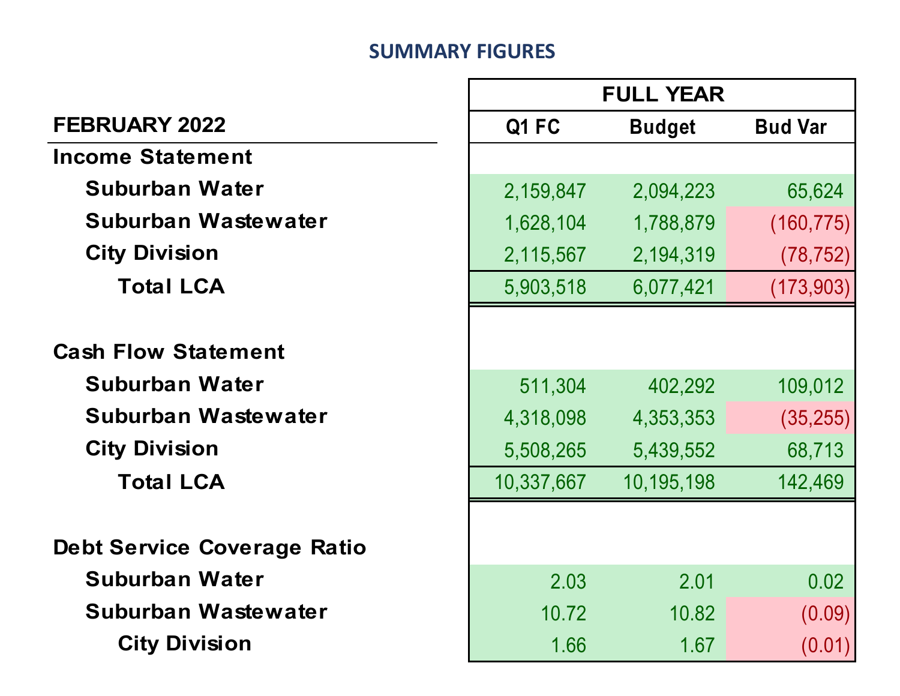## SUMMARY FIGURES

| FEBRUARY 2022 | FULL YEAR | | |
|---|---|---|---|
| | Q1 FC | Budget | Bud Var |
| **Income Statement** | | | |
| Suburban Water | 2,159,847 | 2,094,223 | 65,624 |
| Suburban Wastewater | 1,628,104 | 1,788,879 | (160,775) |
| City Division | 2,115,567 | 2,194,319 | (78,752) |
| Total LCA | 5,903,518 | 6,077,421 | (173,903) |
| | | | |
| **Cash Flow Statement** | | | |
| Suburban Water | 511,304 | 402,292 | 109,012 |
| Suburban Wastewater | 4,318,098 | 4,353,353 | (35,255) |
| City Division | 5,508,265 | 5,439,552 | 68,713 |
| Total LCA | 10,337,667 | 10,195,198 | 142,469 |
| | | | |
| **Debt Service Coverage Ratio** | | | |
| Suburban Water | 2.03 | 2.01 | 0.02 |
| Suburban Wastewater | 10.72 | 10.82 | (0.09) |
| City Division | 1.66 | 1.67 | (0.01) |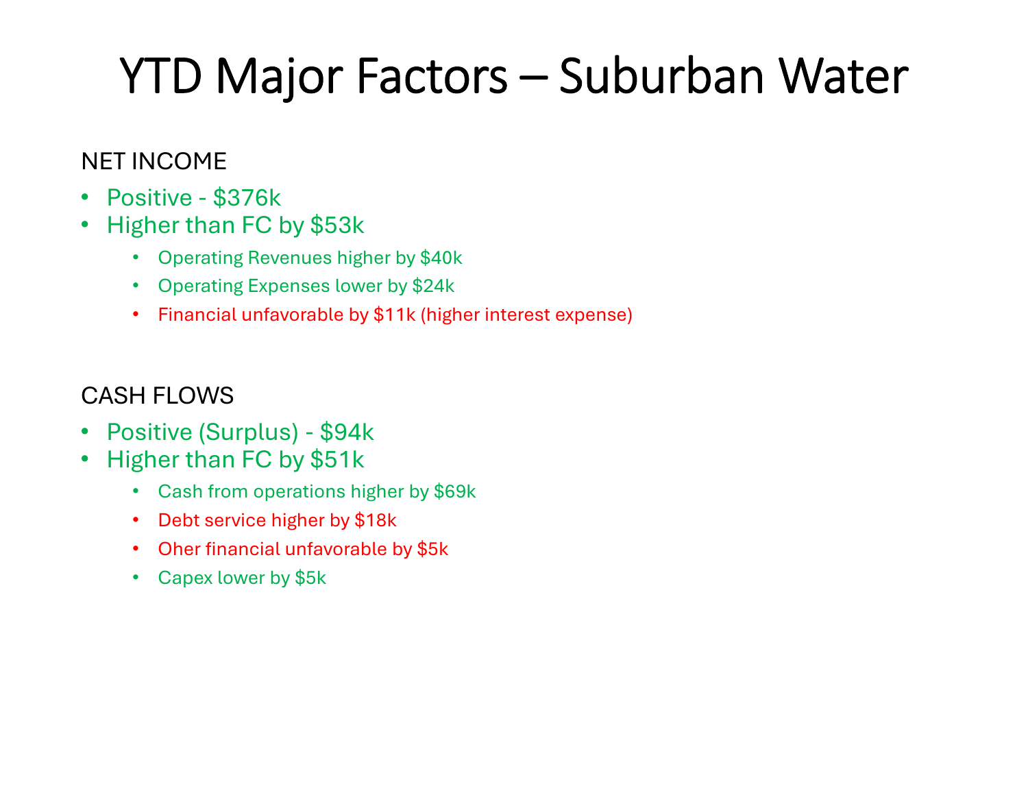# YTD Major Factors – Suburban Water

NET INCOME

- Positive - $376k
- Higher than FC by $53k
  - Operating Revenues higher by $40k
  - Operating Expenses lower by $24k
  - Financial unfavorable by $11k (higher interest expense)

CASH FLOWS

- Positive (Surplus) - $94k
- Higher than FC by $51k
  - Cash from operations higher by $69k
  - Debt service higher by $18k
  - Oher financial unfavorable by $5k
  - Capex lower by $5k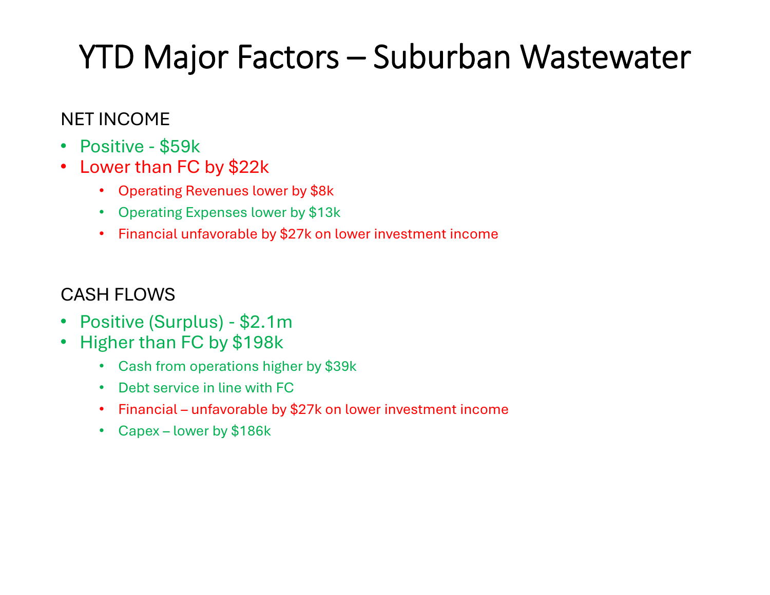# YTD Major Factors – Suburban Wastewater

NET INCOME

- Positive - $59k
- Lower than FC by $22k
  - Operating Revenues lower by $8k
  - Operating Expenses lower by $13k
  - Financial unfavorable by $27k on lower investment income

CASH FLOWS

- Positive (Surplus) - $2.1m
- Higher than FC by $198k
  - Cash from operations higher by $39k
  - Debt service in line with FC
  - Financial – unfavorable by $27k on lower investment income
  - Capex – lower by $186k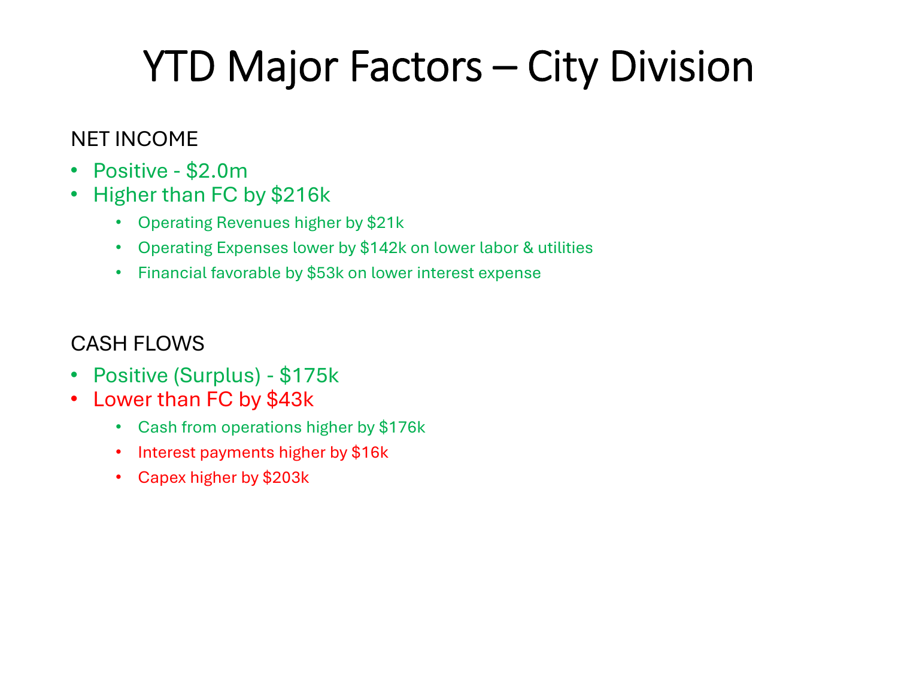# YTD Major Factors – City Division

NET INCOME

- Positive - $2.0m
- Higher than FC by $216k
    - Operating Revenues higher by $21k
    - Operating Expenses lower by $142k on lower labor & utilities
    - Financial favorable by $53k on lower interest expense

CASH FLOWS

- Positive (Surplus) - $175k
- Lower than FC by $43k
    - Cash from operations higher by $176k
    - Interest payments higher by $16k
    - Capex higher by $203k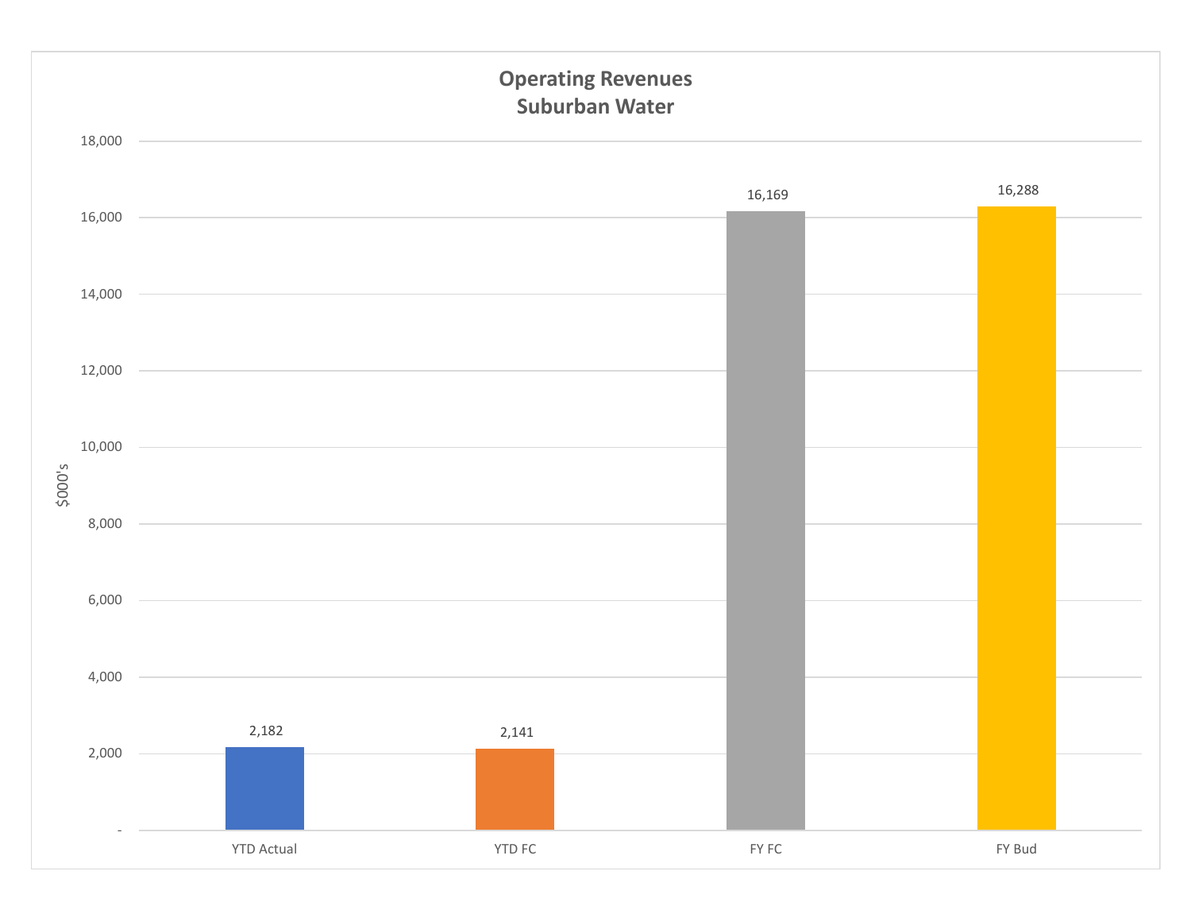## Operating Revenues
## Suburban Water

$000's

| | YTD Actual | YTD FC | FY FC | FY Bud |
|---|---|---|---|---|
| Operating Revenues | 2,182 | 2,141 | 16,169 | 16,288 |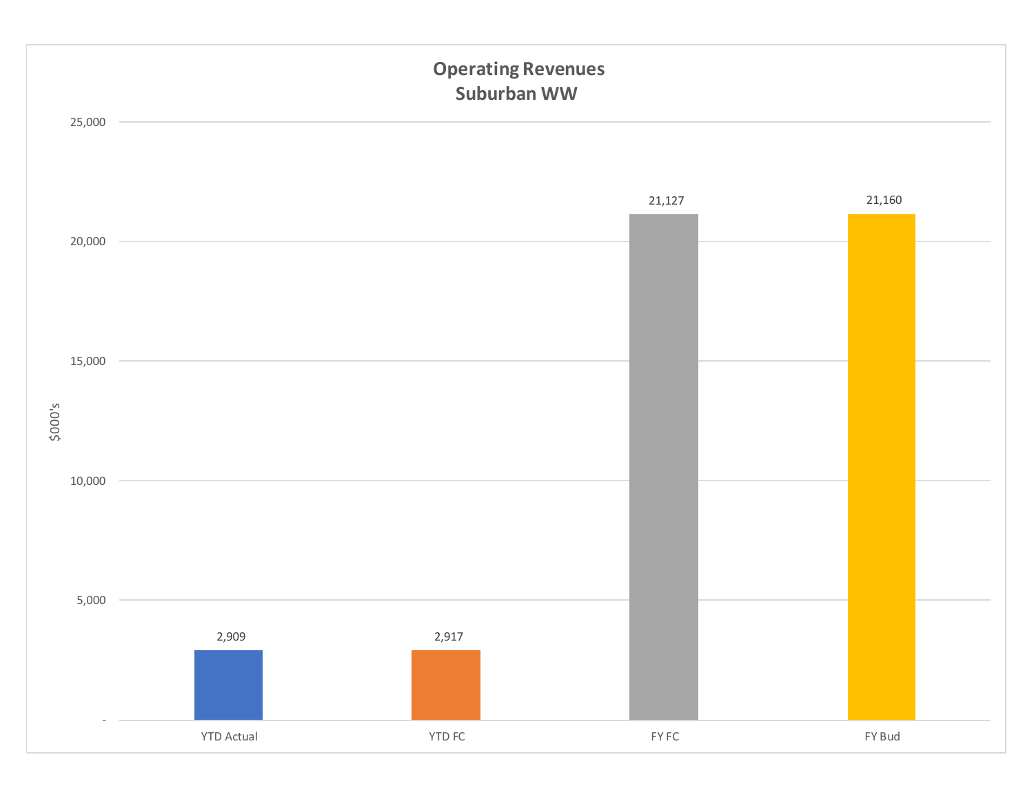## Operating Revenues
### Suburban WW

| | YTD Actual | YTD FC | FY FC | FY Bud |
|---|---|---|---|---|
| $000's | 2,909 | 2,917 | 21,127 | 21,160 |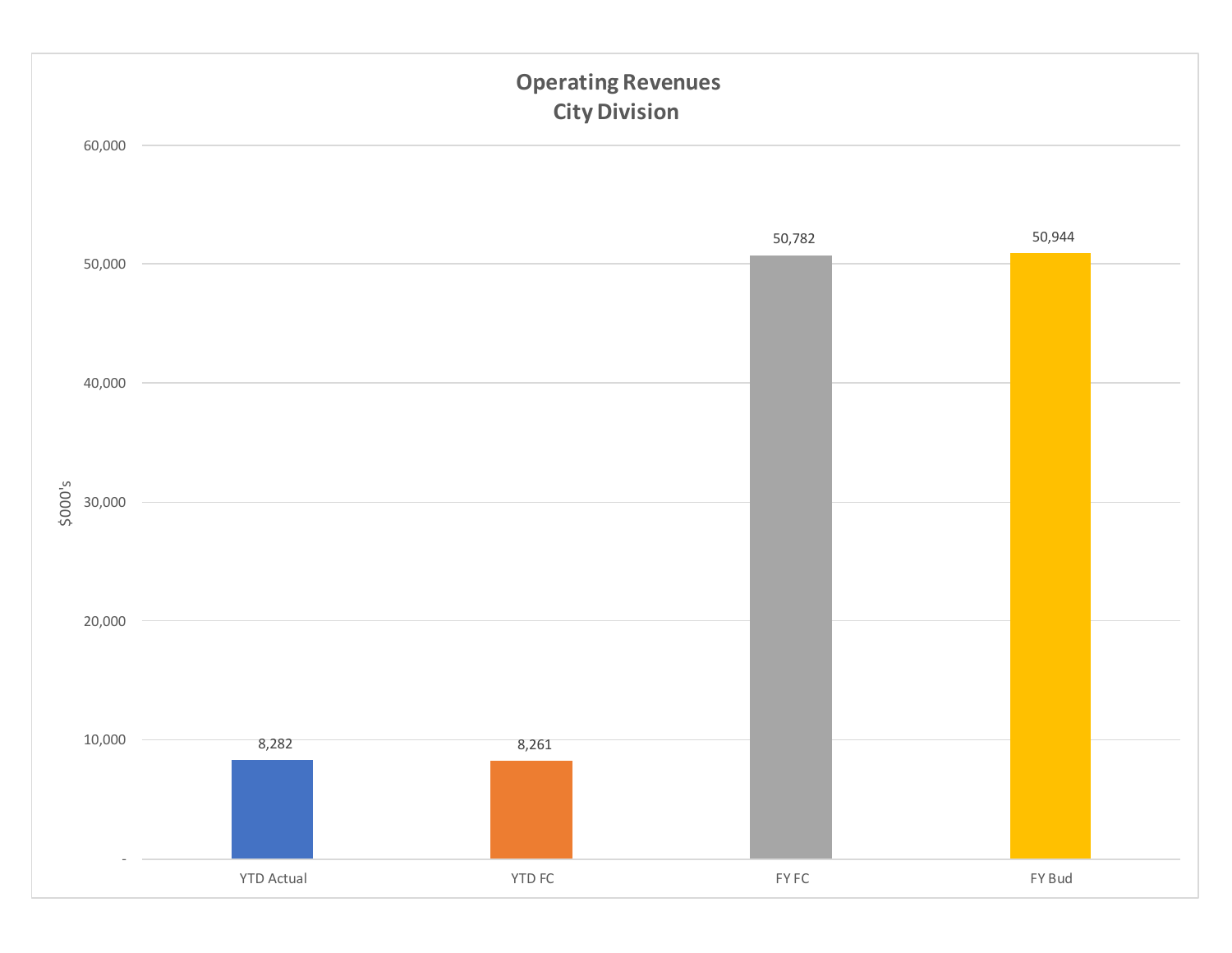## Operating Revenues City Division

| | YTD Actual | YTD FC | FY FC | FY Bud |
|---|---|---|---|---|
| $000's | 8,282 | 8,261 | 50,782 | 50,944 |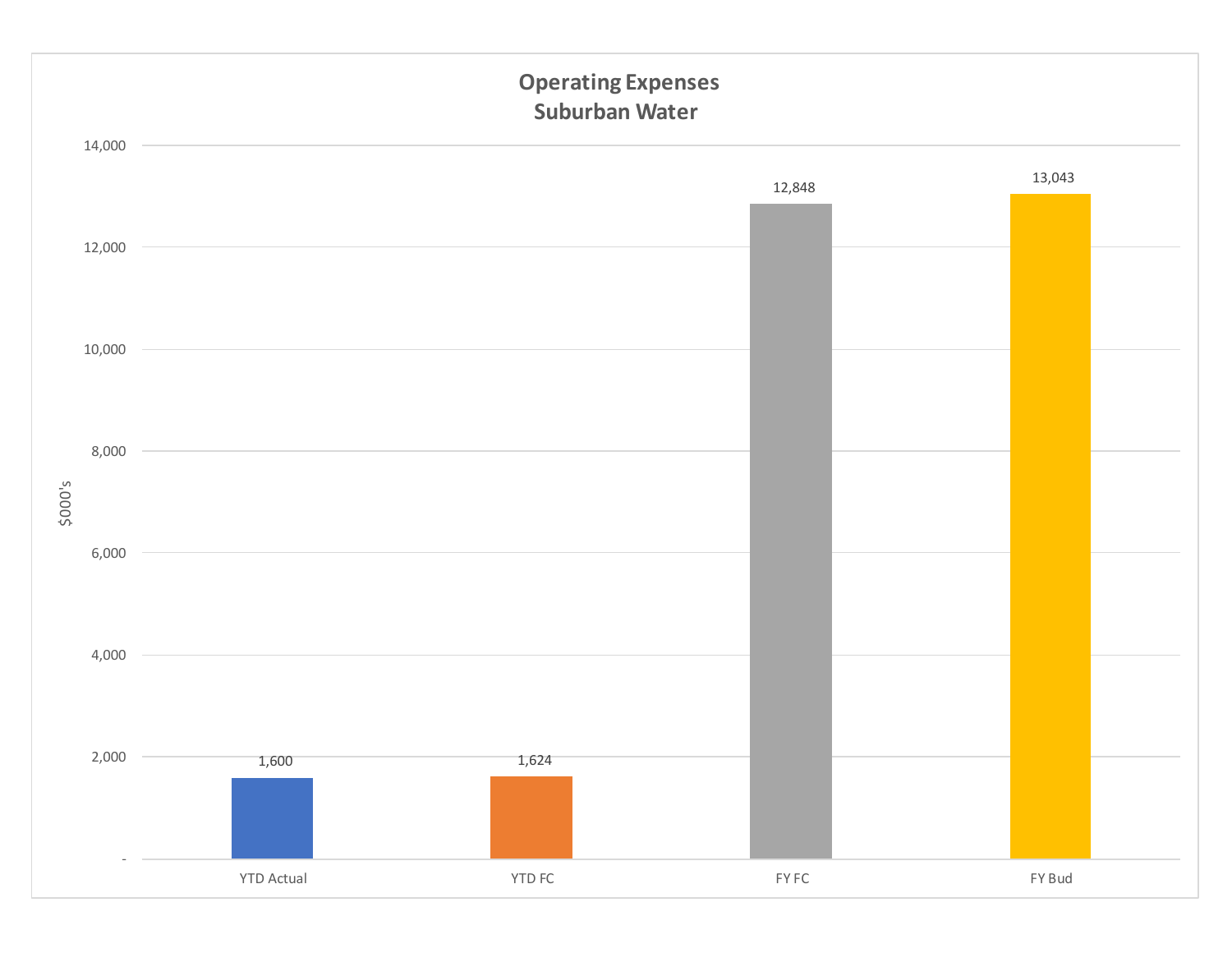## Operating Expenses
## Suburban Water

| | YTD Actual | YTD FC | FY FC | FY Bud |
|---|---|---|---|---|
| $000's | 1,600 | 1,624 | 12,848 | 13,043 |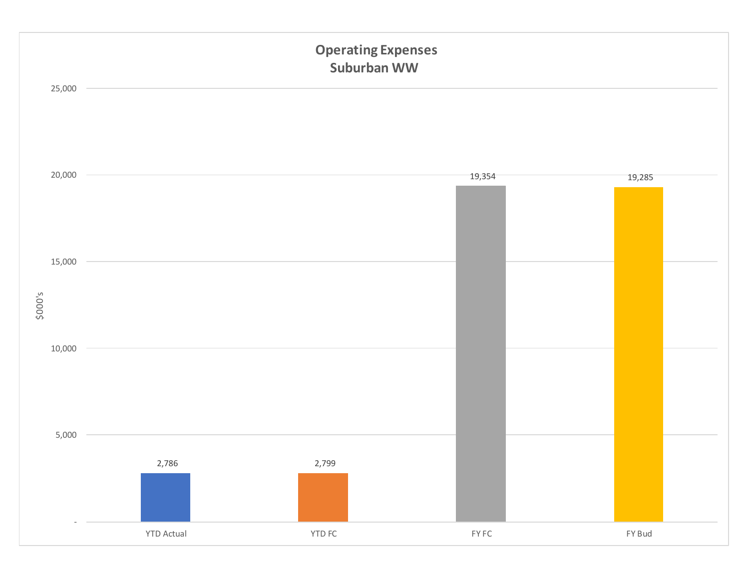## Operating Expenses
## Suburban WW

$000's

| | YTD Actual | YTD FC | FY FC | FY Bud |
|---|---|---|---|---|
| Operating Expenses | 2,786 | 2,799 | 19,354 | 19,285 |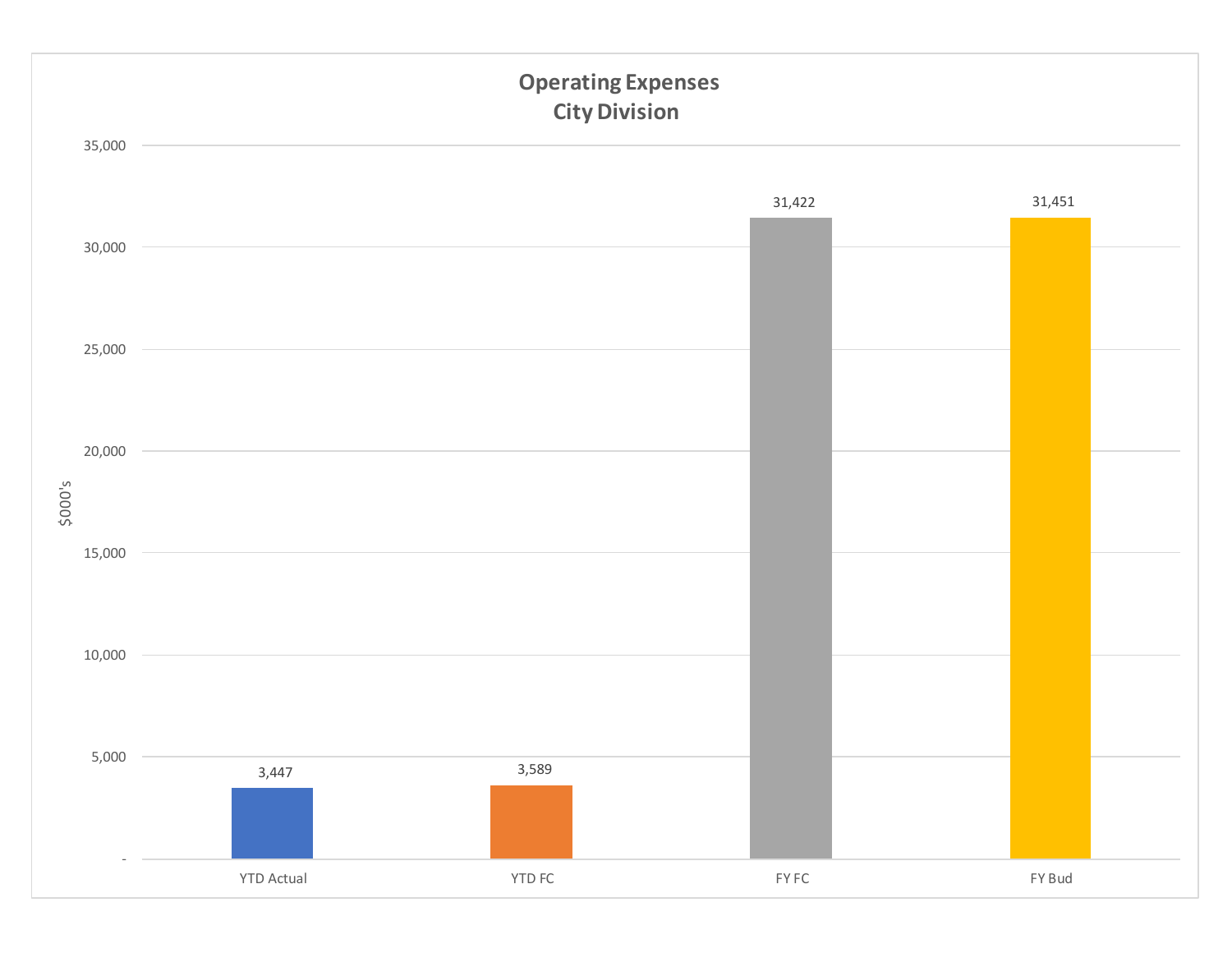## Operating Expenses
### City Division

$000's

| | YTD Actual | YTD FC | FY FC | FY Bud |
|---|---|---|---|---|
| Operating Expenses | 3,447 | 3,589 | 31,422 | 31,451 |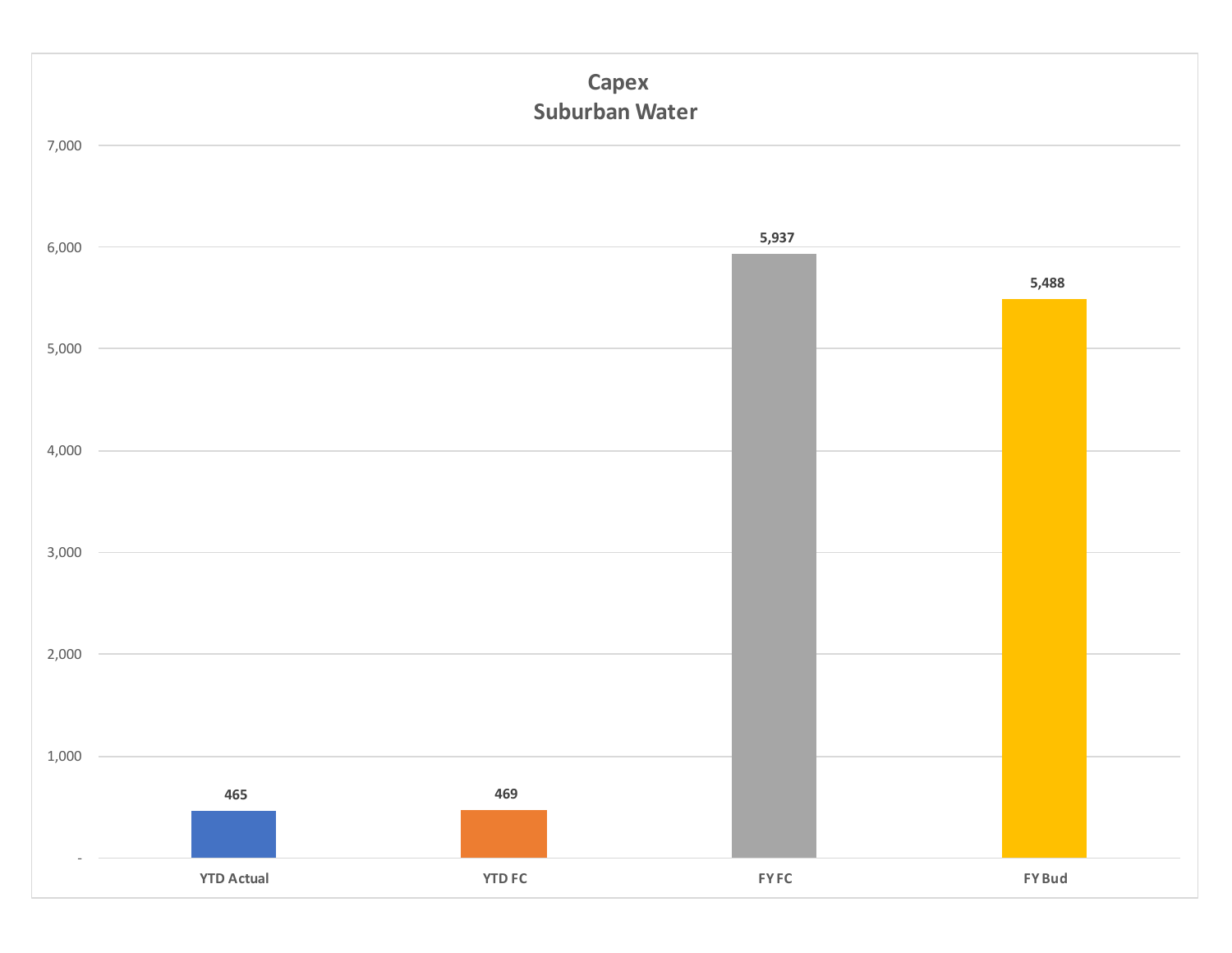# Capex
## Suburban Water

| | YTD Actual | YTD FC | FY FC | FY Bud |
|---|---|---|---|---|
| Capex | 465 | 469 | 5,937 | 5,488 |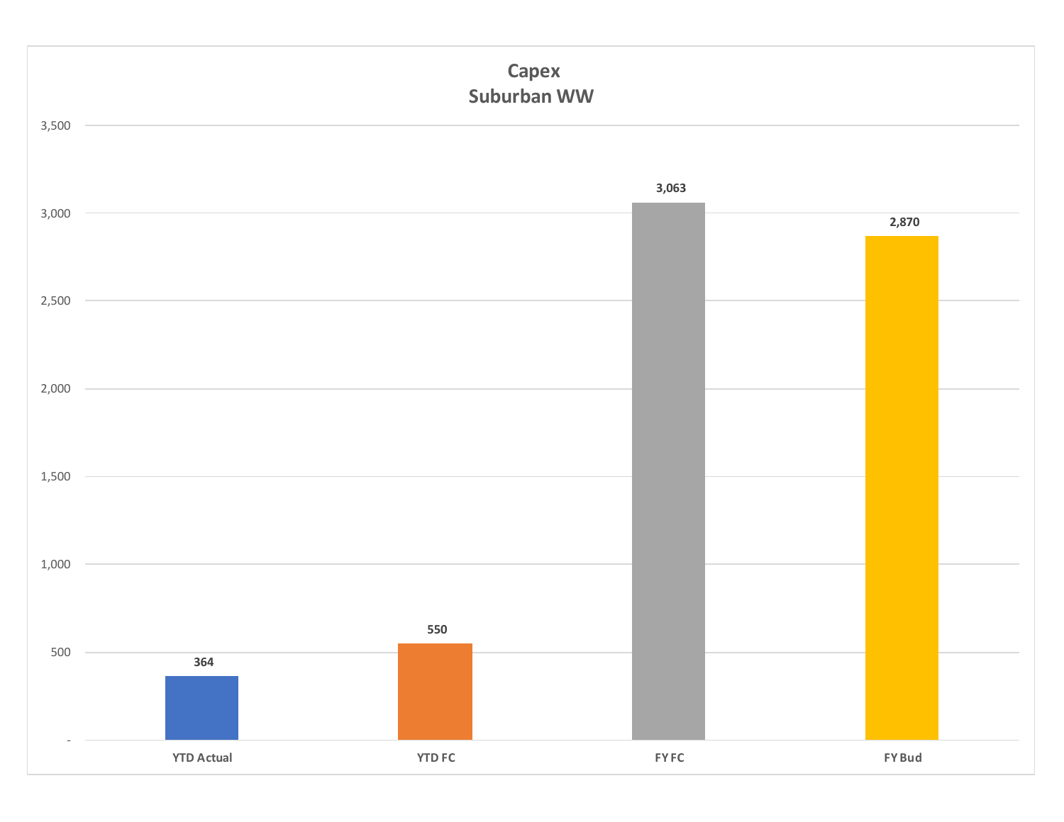## Capex
## Suburban WW

| | YTD Actual | YTD FC | FY FC | FY Bud |
|---|---|---|---|---|
| Capex | 364 | 550 | 3,063 | 2,870 |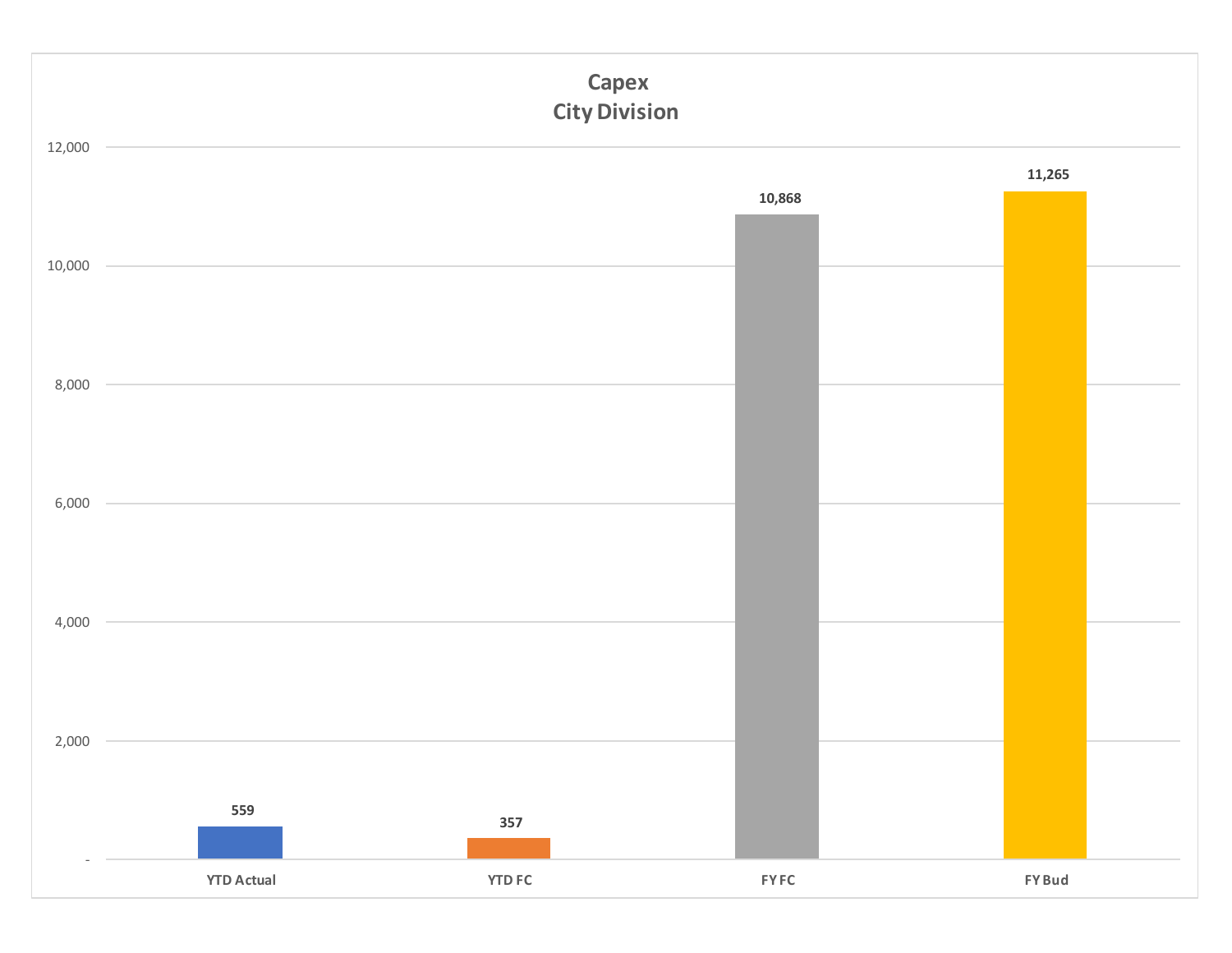## Capex
## City Division

| | YTD Actual | YTD FC | FY FC | FY Bud |
|---|---|---|---|---|
| Capex | 559 | 357 | 10,868 | 11,265 |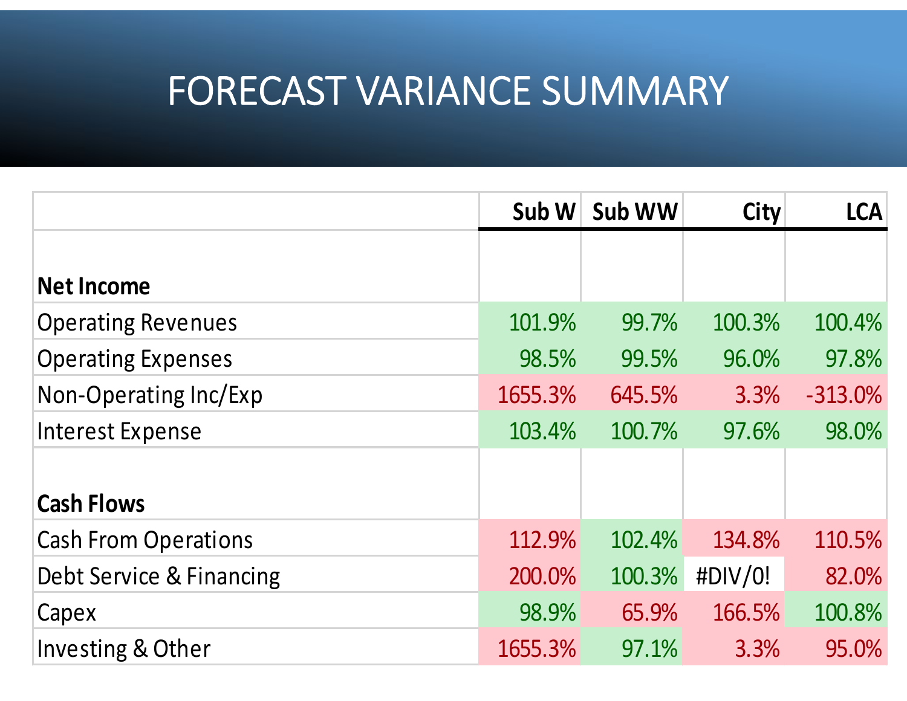# FORECAST VARIANCE SUMMARY

| | Sub W | Sub WW | City | LCA |
|---|---|---|---|---|
| **Net Income** | | | | |
| Operating Revenues | 101.9% | 99.7% | 100.3% | 100.4% |
| Operating Expenses | 98.5% | 99.5% | 96.0% | 97.8% |
| Non-Operating Inc/Exp | 1655.3% | 645.5% | 3.3% | -313.0% |
| Interest Expense | 103.4% | 100.7% | 97.6% | 98.0% |
| **Cash Flows** | | | | |
| Cash From Operations | 112.9% | 102.4% | 134.8% | 110.5% |
| Debt Service & Financing | 200.0% | 100.3% | #DIV/0! | 82.0% |
| Capex | 98.9% | 65.9% | 166.5% | 100.8% |
| Investing & Other | 1655.3% | 97.1% | 3.3% | 95.0% |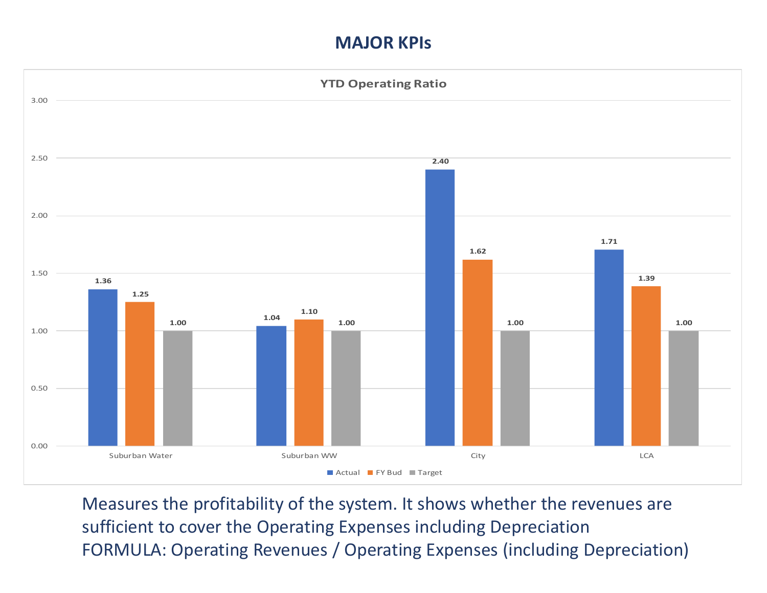# MAJOR KPIs

**YTD Operating Ratio**

| | Actual | FY Bud | Target |
|---|---|---|---|
| Suburban Water | 1.36 | 1.25 | 1.00 |
| Suburban WW | 1.04 | 1.10 | 1.00 |
| City | 2.40 | 1.62 | 1.00 |
| LCA | 1.71 | 1.39 | 1.00 |

Measures the profitability of the system. It shows whether the revenues are sufficient to cover the Operating Expenses including Depreciation

FORMULA: Operating Revenues / Operating Expenses (including Depreciation)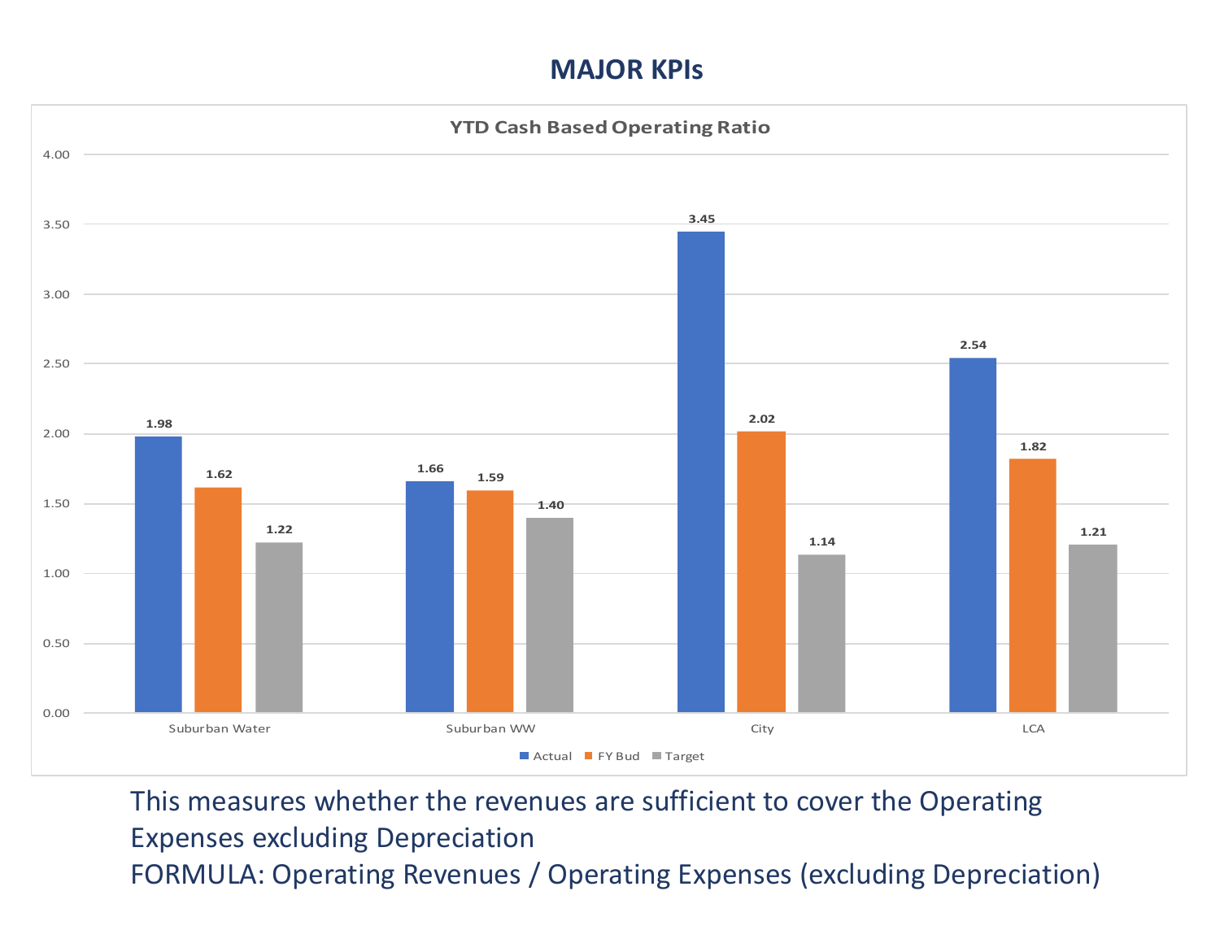# MAJOR KPIs

**YTD Cash Based Operating Ratio**

| | Actual | FY Bud | Target |
|---|---|---|---|
| Suburban Water | 1.98 | 1.62 | 1.22 |
| Suburban WW | 1.66 | 1.59 | 1.40 |
| City | 3.45 | 2.02 | 1.14 |
| LCA | 2.54 | 1.82 | 1.21 |

This measures whether the revenues are sufficient to cover the Operating Expenses excluding Depreciation

FORMULA: Operating Revenues / Operating Expenses (excluding Depreciation)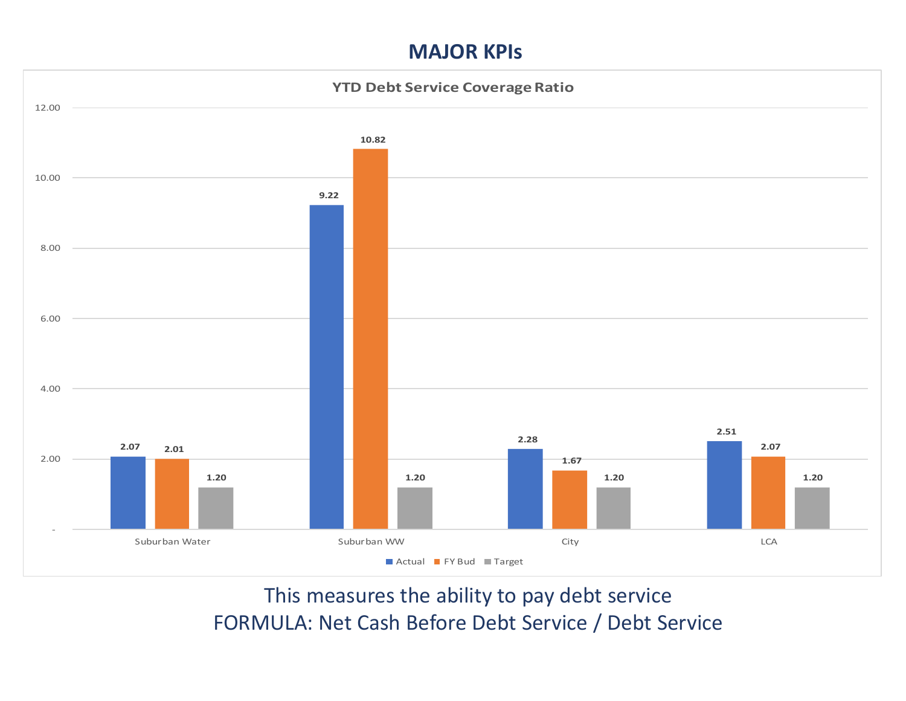# MAJOR KPIs

**YTD Debt Service Coverage Ratio**

| | Actual | FY Bud | Target |
|---|---|---|---|
| Suburban Water | 2.07 | 2.01 | 1.20 |
| Suburban WW | 9.22 | 10.82 | 1.20 |
| City | 2.28 | 1.67 | 1.20 |
| LCA | 2.51 | 2.07 | 1.20 |

This measures the ability to pay debt service

FORMULA: Net Cash Before Debt Service / Debt Service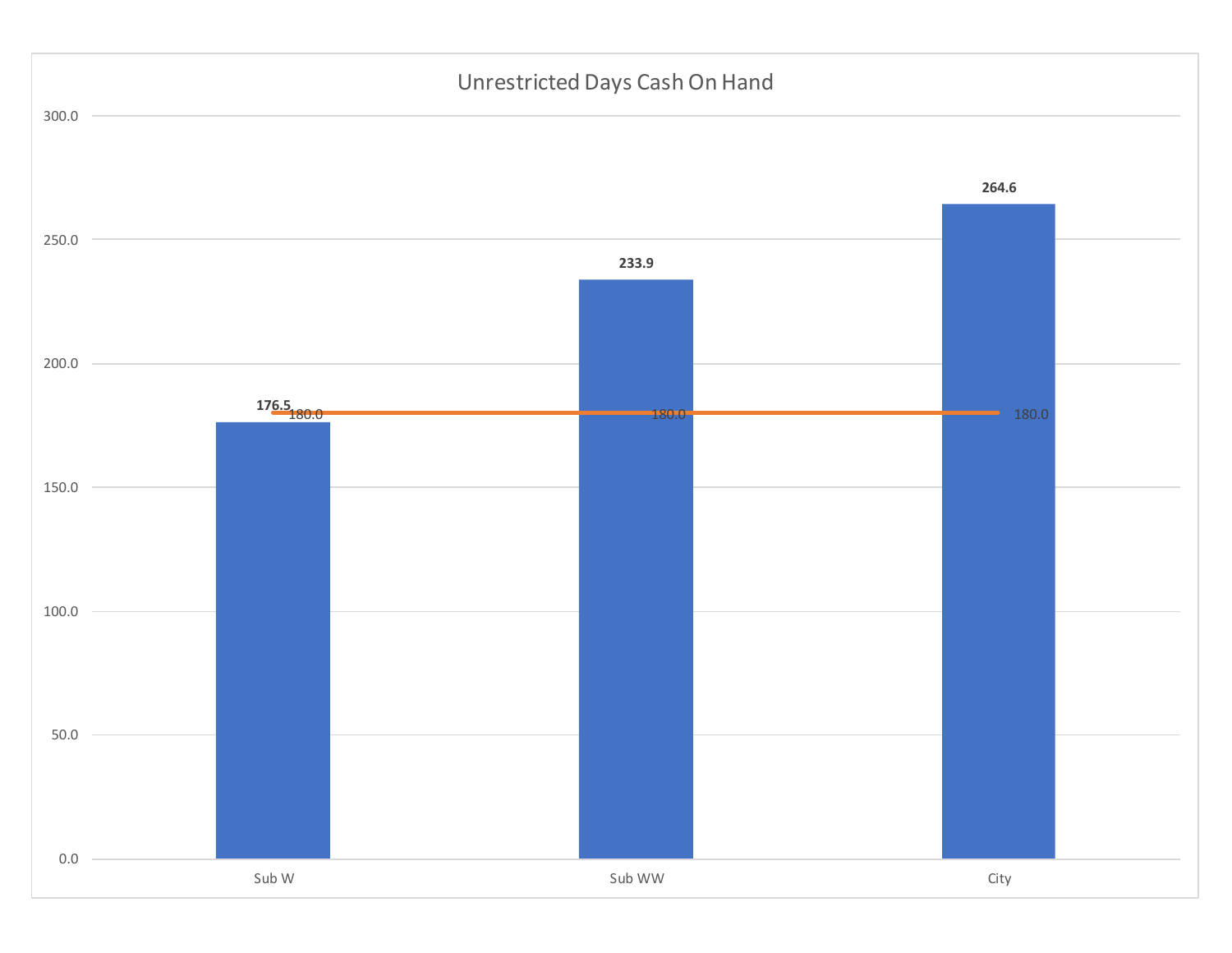Unrestricted Days Cash On Hand

300.0

250.0

200.0

150.0

100.0

50.0

0.0

176.5

180.0

233.9

180.0

264.6

180.0

Sub W

Sub WW

City